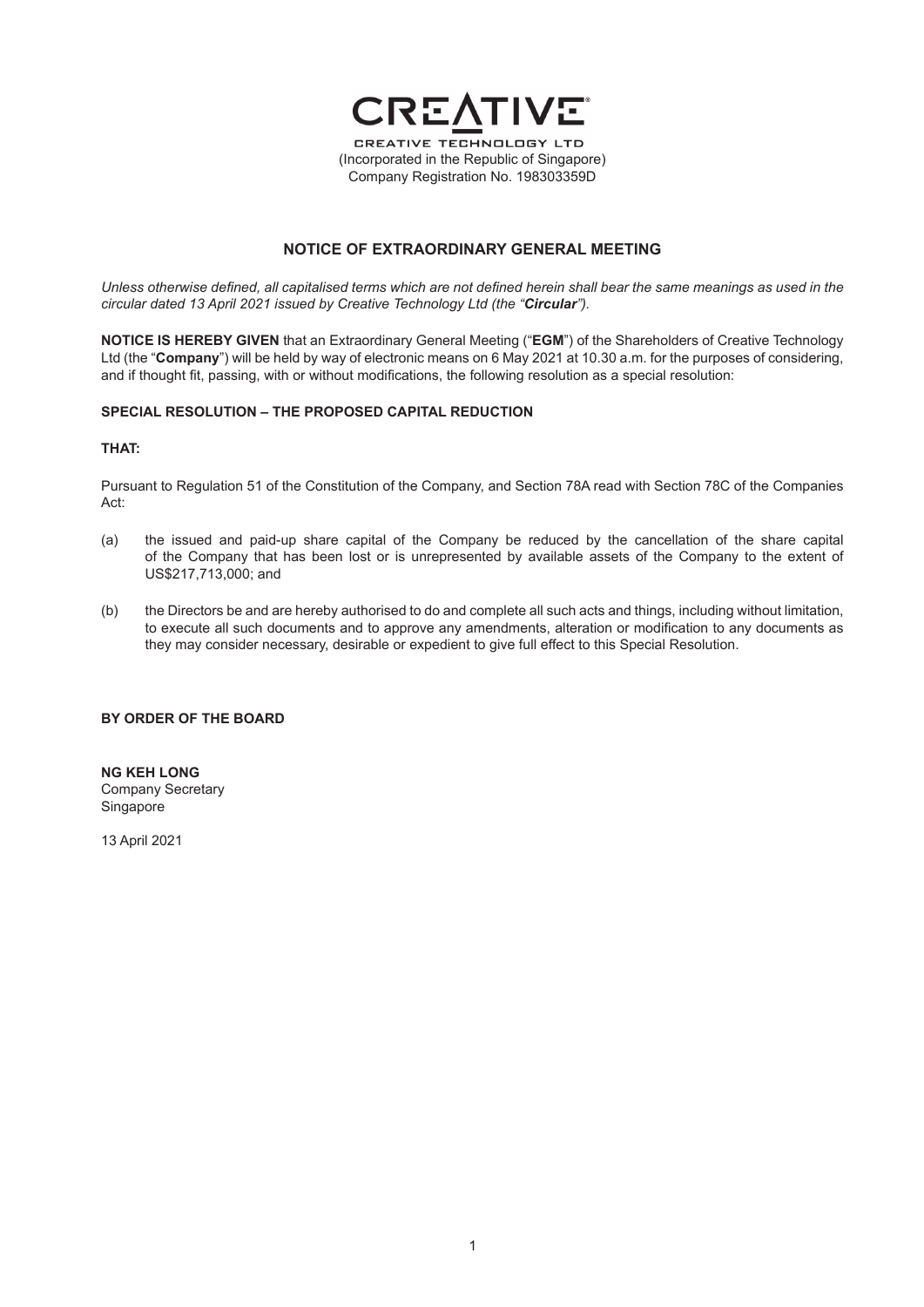CREATIVE

CREATIVE TECHNOLOGY LTD
(Incorporated in the Republic of Singapore)
Company Registration No. 198303359D

## NOTICE OF EXTRAORDINARY GENERAL MEETING

*Unless otherwise defined, all capitalised terms which are not defined herein shall bear the same meanings as used in the circular dated 13 April 2021 issued by Creative Technology Ltd (the "**Circular**").*

**NOTICE IS HEREBY GIVEN** that an Extraordinary General Meeting ("**EGM**") of the Shareholders of Creative Technology Ltd (the "**Company**") will be held by way of electronic means on 6 May 2021 at 10.30 a.m. for the purposes of considering, and if thought fit, passing, with or without modifications, the following resolution as a special resolution:

### SPECIAL RESOLUTION – THE PROPOSED CAPITAL REDUCTION

**THAT:**

Pursuant to Regulation 51 of the Constitution of the Company, and Section 78A read with Section 78C of the Companies Act:

(a) the issued and paid-up share capital of the Company be reduced by the cancellation of the share capital of the Company that has been lost or is unrepresented by available assets of the Company to the extent of US$217,713,000; and

(b) the Directors be and are hereby authorised to do and complete all such acts and things, including without limitation, to execute all such documents and to approve any amendments, alteration or modification to any documents as they may consider necessary, desirable or expedient to give full effect to this Special Resolution.

**BY ORDER OF THE BOARD**

**NG KEH LONG**
Company Secretary
Singapore

13 April 2021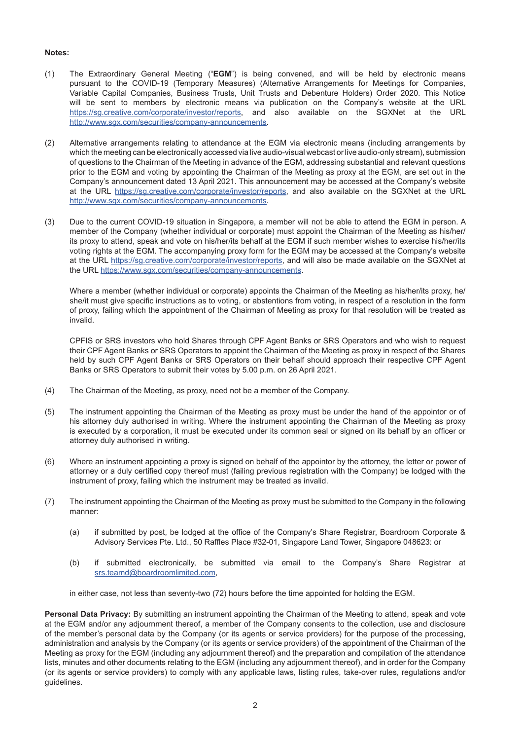**Notes:**

(1) The Extraordinary General Meeting ("**EGM**") is being convened, and will be held by electronic means pursuant to the COVID-19 (Temporary Measures) (Alternative Arrangements for Meetings for Companies, Variable Capital Companies, Business Trusts, Unit Trusts and Debenture Holders) Order 2020. This Notice will be sent to members by electronic means via publication on the Company's website at the URL https://sg.creative.com/corporate/investor/reports, and also available on the SGXNet at the URL http://www.sgx.com/securities/company-announcements.

(2) Alternative arrangements relating to attendance at the EGM via electronic means (including arrangements by which the meeting can be electronically accessed via live audio-visual webcast or live audio-only stream), submission of questions to the Chairman of the Meeting in advance of the EGM, addressing substantial and relevant questions prior to the EGM and voting by appointing the Chairman of the Meeting as proxy at the EGM, are set out in the Company's announcement dated 13 April 2021. This announcement may be accessed at the Company's website at the URL https://sg.creative.com/corporate/investor/reports, and also available on the SGXNet at the URL http://www.sgx.com/securities/company-announcements.

(3) Due to the current COVID-19 situation in Singapore, a member will not be able to attend the EGM in person. A member of the Company (whether individual or corporate) must appoint the Chairman of the Meeting as his/her/its proxy to attend, speak and vote on his/her/its behalf at the EGM if such member wishes to exercise his/her/its voting rights at the EGM. The accompanying proxy form for the EGM may be accessed at the Company's website at the URL https://sg.creative.com/corporate/investor/reports, and will also be made available on the SGXNet at the URL https://www.sgx.com/securities/company-announcements.

    Where a member (whether individual or corporate) appoints the Chairman of the Meeting as his/her/its proxy, he/she/it must give specific instructions as to voting, or abstentions from voting, in respect of a resolution in the form of proxy, failing which the appointment of the Chairman of Meeting as proxy for that resolution will be treated as invalid.

    CPFIS or SRS investors who hold Shares through CPF Agent Banks or SRS Operators and who wish to request their CPF Agent Banks or SRS Operators to appoint the Chairman of the Meeting as proxy in respect of the Shares held by such CPF Agent Banks or SRS Operators on their behalf should approach their respective CPF Agent Banks or SRS Operators to submit their votes by 5.00 p.m. on 26 April 2021.

(4) The Chairman of the Meeting, as proxy, need not be a member of the Company.

(5) The instrument appointing the Chairman of the Meeting as proxy must be under the hand of the appointor or of his attorney duly authorised in writing. Where the instrument appointing the Chairman of the Meeting as proxy is executed by a corporation, it must be executed under its common seal or signed on its behalf by an officer or attorney duly authorised in writing.

(6) Where an instrument appointing a proxy is signed on behalf of the appointor by the attorney, the letter or power of attorney or a duly certified copy thereof must (failing previous registration with the Company) be lodged with the instrument of proxy, failing which the instrument may be treated as invalid.

(7) The instrument appointing the Chairman of the Meeting as proxy must be submitted to the Company in the following manner:

    (a) if submitted by post, be lodged at the office of the Company's Share Registrar, Boardroom Corporate & Advisory Services Pte. Ltd., 50 Raffles Place #32-01, Singapore Land Tower, Singapore 048623: or

    (b) if submitted electronically, be submitted via email to the Company's Share Registrar at srs.teamd@boardroomlimited.com,

    in either case, not less than seventy-two (72) hours before the time appointed for holding the EGM.

**Personal Data Privacy:** By submitting an instrument appointing the Chairman of the Meeting to attend, speak and vote at the EGM and/or any adjournment thereof, a member of the Company consents to the collection, use and disclosure of the member's personal data by the Company (or its agents or service providers) for the purpose of the processing, administration and analysis by the Company (or its agents or service providers) of the appointment of the Chairman of the Meeting as proxy for the EGM (including any adjournment thereof) and the preparation and compilation of the attendance lists, minutes and other documents relating to the EGM (including any adjournment thereof), and in order for the Company (or its agents or service providers) to comply with any applicable laws, listing rules, take-over rules, regulations and/or guidelines.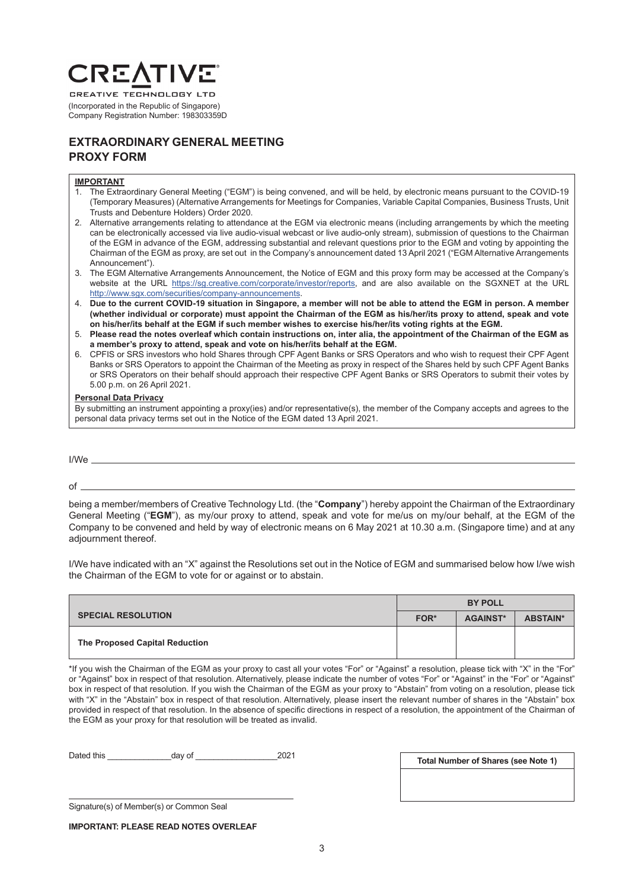**CREATIVE**

CREATIVE TECHNOLOGY LTD

(Incorporated in the Republic of Singapore)
Company Registration Number: 198303359D

## EXTRAORDINARY GENERAL MEETING
## PROXY FORM

**IMPORTANT**

1. The Extraordinary General Meeting ("EGM") is being convened, and will be held, by electronic means pursuant to the COVID-19 (Temporary Measures) (Alternative Arrangements for Meetings for Companies, Variable Capital Companies, Business Trusts, Unit Trusts and Debenture Holders) Order 2020.
2. Alternative arrangements relating to attendance at the EGM via electronic means (including arrangements by which the meeting can be electronically accessed via live audio-visual webcast or live audio-only stream), submission of questions to the Chairman of the EGM in advance of the EGM, addressing substantial and relevant questions prior to the EGM and voting by appointing the Chairman of the EGM as proxy, are set out in the Company's announcement dated 13 April 2021 ("EGM Alternative Arrangements Announcement").
3. The EGM Alternative Arrangements Announcement, the Notice of EGM and this proxy form may be accessed at the Company's website at the URL https://sg.creative.com/corporate/investor/reports, and are also available on the SGXNET at the URL http://www.sgx.com/securities/company-announcements.
4. **Due to the current COVID-19 situation in Singapore, a member will not be able to attend the EGM in person. A member (whether individual or corporate) must appoint the Chairman of the EGM as his/her/its proxy to attend, speak and vote on his/her/its behalf at the EGM if such member wishes to exercise his/her/its voting rights at the EGM.**
5. **Please read the notes overleaf which contain instructions on, inter alia, the appointment of the Chairman of the EGM as a member's proxy to attend, speak and vote on his/her/its behalf at the EGM.**
6. CPFIS or SRS investors who hold Shares through CPF Agent Banks or SRS Operators and who wish to request their CPF Agent Banks or SRS Operators to appoint the Chairman of the Meeting as proxy in respect of the Shares held by such CPF Agent Banks or SRS Operators on their behalf should approach their respective CPF Agent Banks or SRS Operators to submit their votes by 5.00 p.m. on 26 April 2021.

**Personal Data Privacy**

By submitting an instrument appointing a proxy(ies) and/or representative(s), the member of the Company accepts and agrees to the personal data privacy terms set out in the Notice of the EGM dated 13 April 2021.

I/We ________________________________________________________________

of ________________________________________________________________

being a member/members of Creative Technology Ltd. (the "**Company**") hereby appoint the Chairman of the Extraordinary General Meeting ("**EGM**"), as my/our proxy to attend, speak and vote for me/us on my/our behalf, at the EGM of the Company to be convened and held by way of electronic means on 6 May 2021 at 10.30 a.m. (Singapore time) and at any adjournment thereof.

I/We have indicated with an "X" against the Resolutions set out in the Notice of EGM and summarised below how I/we wish the Chairman of the EGM to vote for or against or to abstain.

| SPECIAL RESOLUTION | BY POLL | | |
|---|---|---|---|
| | **FOR*** | **AGAINST*** | **ABSTAIN*** |
| **The Proposed Capital Reduction** | | | |

*If you wish the Chairman of the EGM as your proxy to cast all your votes "For" or "Against" a resolution, please tick with "X" in the "For" or "Against" box in respect of that resolution. Alternatively, please indicate the number of votes "For" or "Against" in the "For" or "Against" box in respect of that resolution. If you wish the Chairman of the EGM as your proxy to "Abstain" from voting on a resolution, please tick with "X" in the "Abstain" box in respect of that resolution. Alternatively, please insert the relevant number of shares in the "Abstain" box provided in respect of that resolution. In the absence of specific directions in respect of a resolution, the appointment of the Chairman of the EGM as your proxy for that resolution will be treated as invalid.

Dated this ______________day of __________________2021

| Total Number of Shares (see Note 1) |
|---|
| |

_______________________________________________

Signature(s) of Member(s) or Common Seal

**IMPORTANT: PLEASE READ NOTES OVERLEAF**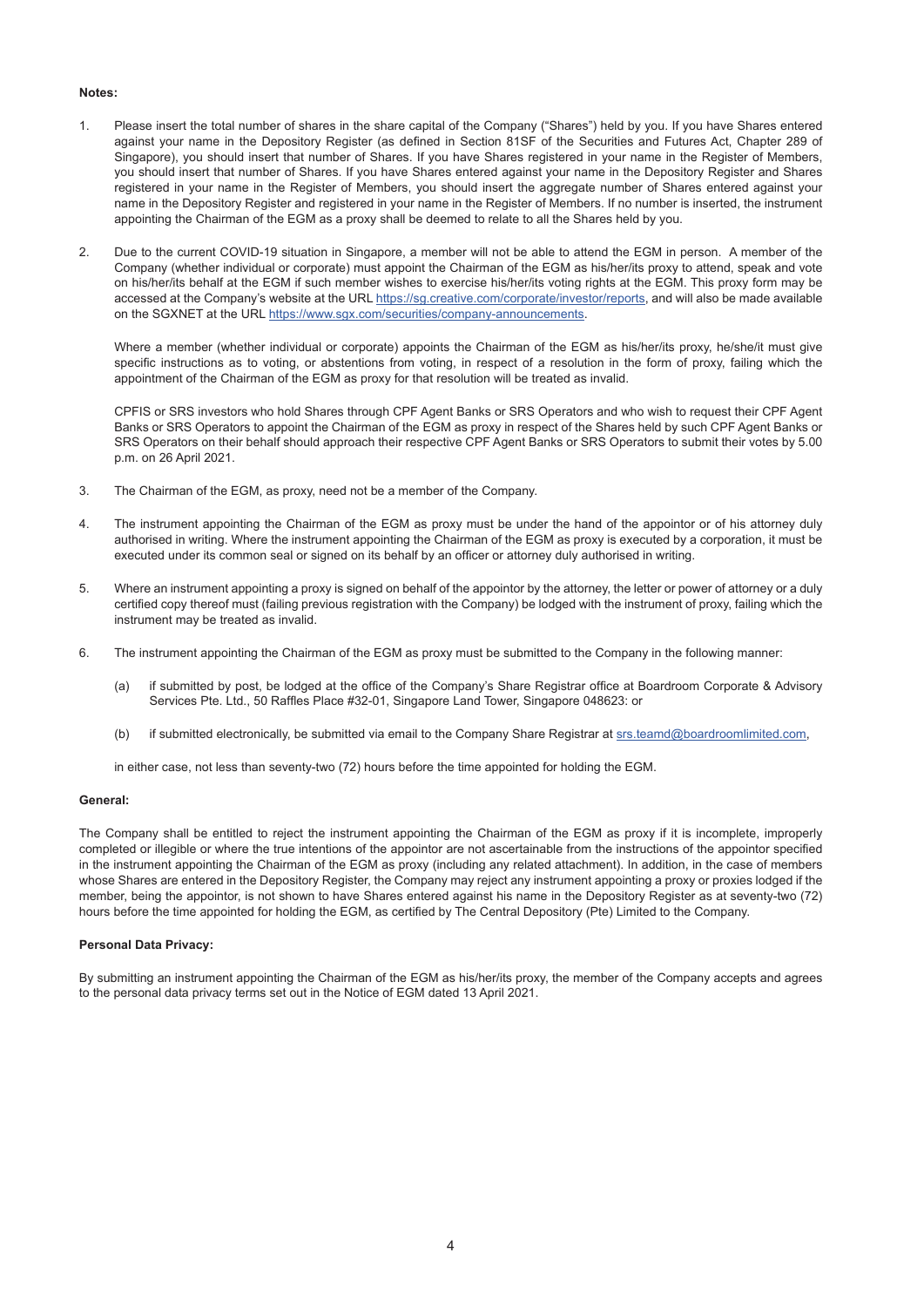**Notes:**

1. Please insert the total number of shares in the share capital of the Company ("Shares") held by you. If you have Shares entered against your name in the Depository Register (as defined in Section 81SF of the Securities and Futures Act, Chapter 289 of Singapore), you should insert that number of Shares. If you have Shares registered in your name in the Register of Members, you should insert that number of Shares. If you have Shares entered against your name in the Depository Register and Shares registered in your name in the Register of Members, you should insert the aggregate number of Shares entered against your name in the Depository Register and registered in your name in the Register of Members. If no number is inserted, the instrument appointing the Chairman of the EGM as a proxy shall be deemed to relate to all the Shares held by you.

2. Due to the current COVID-19 situation in Singapore, a member will not be able to attend the EGM in person. A member of the Company (whether individual or corporate) must appoint the Chairman of the EGM as his/her/its proxy to attend, speak and vote on his/her/its behalf at the EGM if such member wishes to exercise his/her/its voting rights at the EGM. This proxy form may be accessed at the Company's website at the URL https://sg.creative.com/corporate/investor/reports, and will also be made available on the SGXNET at the URL https://www.sgx.com/securities/company-announcements.

   Where a member (whether individual or corporate) appoints the Chairman of the EGM as his/her/its proxy, he/she/it must give specific instructions as to voting, or abstentions from voting, in respect of a resolution in the form of proxy, failing which the appointment of the Chairman of the EGM as proxy for that resolution will be treated as invalid.

   CPFIS or SRS investors who hold Shares through CPF Agent Banks or SRS Operators and who wish to request their CPF Agent Banks or SRS Operators to appoint the Chairman of the EGM as proxy in respect of the Shares held by such CPF Agent Banks or SRS Operators on their behalf should approach their respective CPF Agent Banks or SRS Operators to submit their votes by 5.00 p.m. on 26 April 2021.

3. The Chairman of the EGM, as proxy, need not be a member of the Company.

4. The instrument appointing the Chairman of the EGM as proxy must be under the hand of the appointor or of his attorney duly authorised in writing. Where the instrument appointing the Chairman of the EGM as proxy is executed by a corporation, it must be executed under its common seal or signed on its behalf by an officer or attorney duly authorised in writing.

5. Where an instrument appointing a proxy is signed on behalf of the appointor by the attorney, the letter or power of attorney or a duly certified copy thereof must (failing previous registration with the Company) be lodged with the instrument of proxy, failing which the instrument may be treated as invalid.

6. The instrument appointing the Chairman of the EGM as proxy must be submitted to the Company in the following manner:

   (a) if submitted by post, be lodged at the office of the Company's Share Registrar office at Boardroom Corporate & Advisory Services Pte. Ltd., 50 Raffles Place #32-01, Singapore Land Tower, Singapore 048623: or

   (b) if submitted electronically, be submitted via email to the Company Share Registrar at srs.teamd@boardroomlimited.com,

   in either case, not less than seventy-two (72) hours before the time appointed for holding the EGM.

**General:**

The Company shall be entitled to reject the instrument appointing the Chairman of the EGM as proxy if it is incomplete, improperly completed or illegible or where the true intentions of the appointor are not ascertainable from the instructions of the appointor specified in the instrument appointing the Chairman of the EGM as proxy (including any related attachment). In addition, in the case of members whose Shares are entered in the Depository Register, the Company may reject any instrument appointing a proxy or proxies lodged if the member, being the appointor, is not shown to have Shares entered against his name in the Depository Register as at seventy-two (72) hours before the time appointed for holding the EGM, as certified by The Central Depository (Pte) Limited to the Company.

**Personal Data Privacy:**

By submitting an instrument appointing the Chairman of the EGM as his/her/its proxy, the member of the Company accepts and agrees to the personal data privacy terms set out in the Notice of EGM dated 13 April 2021.